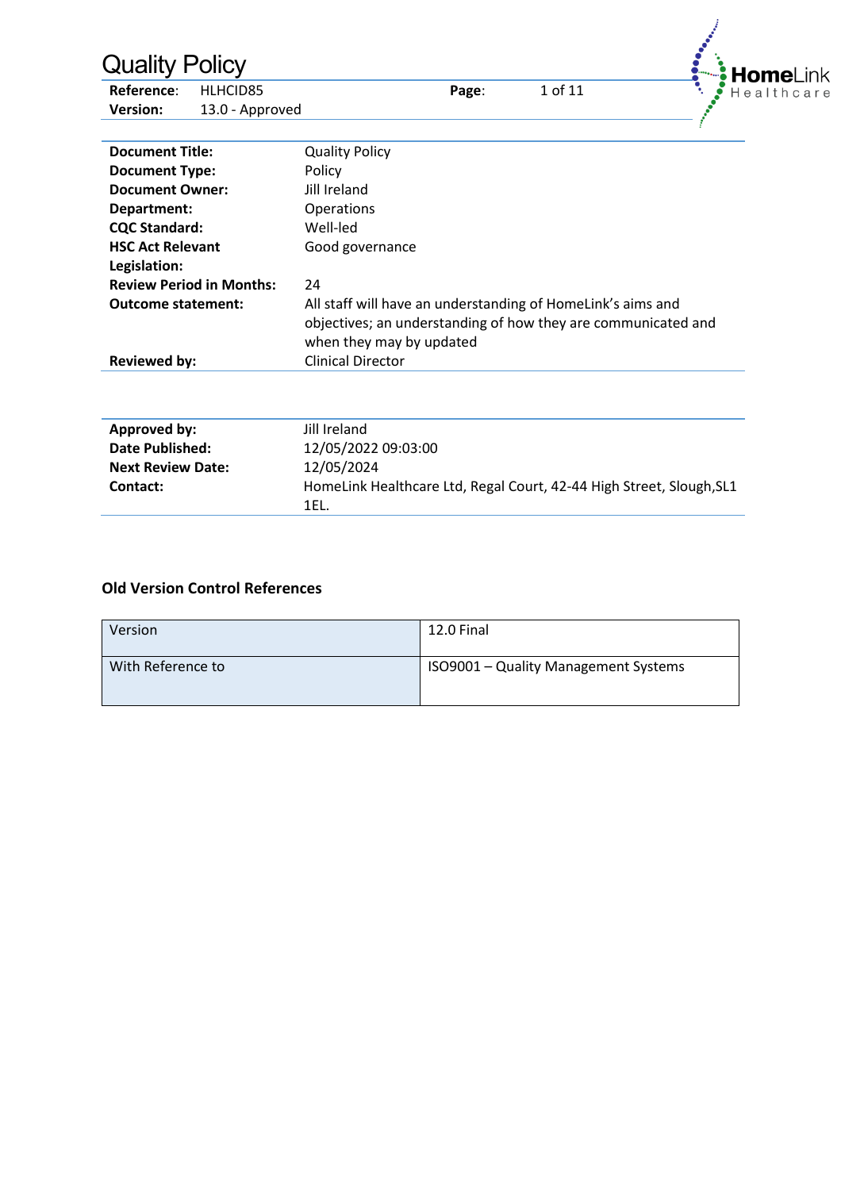# Quality Policy

| | |
|---|---|
| **Reference:** | HLHCID85 |
| **Version:** | 13.0 - Approved |

| | |
|---|---|
| **Document Title:** | Quality Policy |
| **Document Type:** | Policy |
| **Document Owner:** | Jill Ireland |
| **Department:** | Operations |
| **CQC Standard:** | Well-led |
| **HSC Act Relevant Legislation:** | Good governance |
| **Review Period in Months:** | 24 |
| **Outcome statement:** | All staff will have an understanding of HomeLink's aims and objectives; an understanding of how they are communicated and when they may by updated |
| **Reviewed by:** | Clinical Director |

| | |
|---|---|
| **Approved by:** | Jill Ireland |
| **Date Published:** | 12/05/2022 09:03:00 |
| **Next Review Date:** | 12/05/2024 |
| **Contact:** | HomeLink Healthcare Ltd, Regal Court, 42-44 High Street, Slough,SL1 1EL. |

### Old Version Control References

| | |
|---|---|
| Version | 12.0 Final |
| With Reference to | ISO9001 – Quality Management Systems |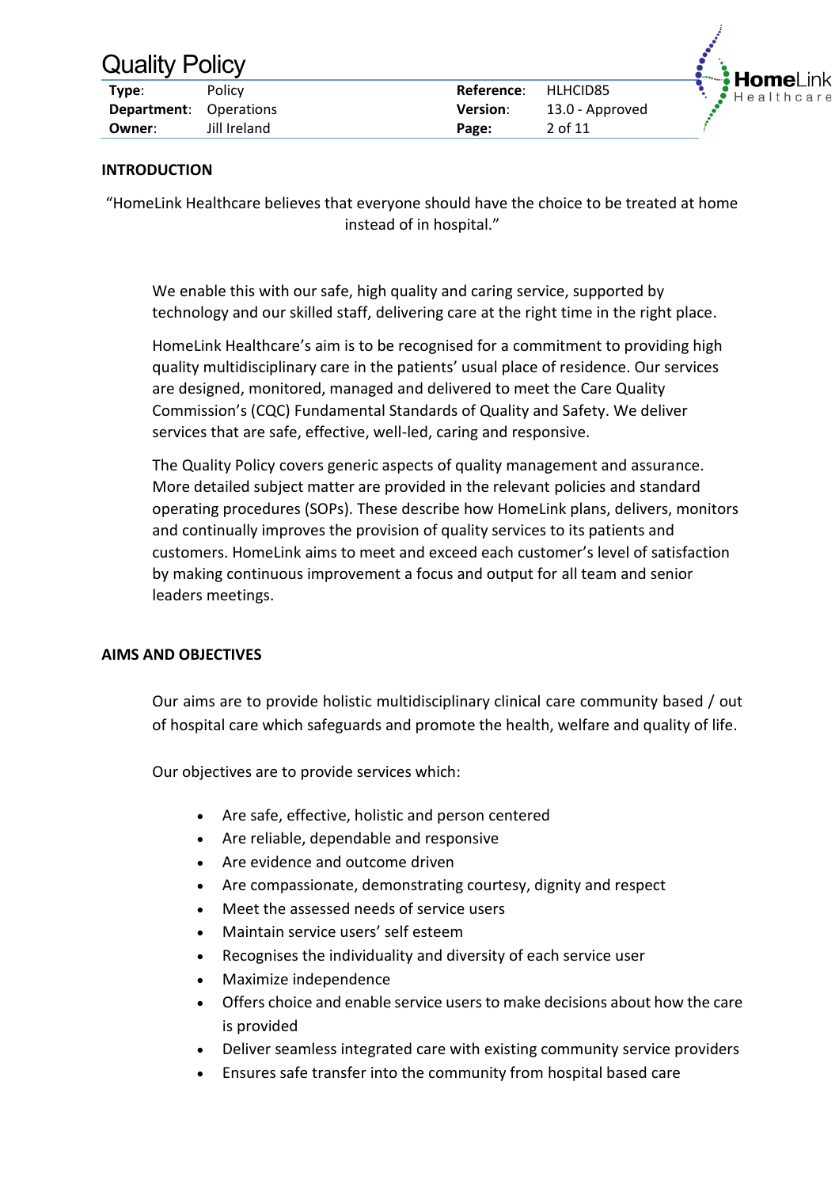## INTRODUCTION

"HomeLink Healthcare believes that everyone should have the choice to be treated at home instead of in hospital."

We enable this with our safe, high quality and caring service, supported by technology and our skilled staff, delivering care at the right time in the right place.

HomeLink Healthcare's aim is to be recognised for a commitment to providing high quality multidisciplinary care in the patients' usual place of residence. Our services are designed, monitored, managed and delivered to meet the Care Quality Commission's (CQC) Fundamental Standards of Quality and Safety. We deliver services that are safe, effective, well-led, caring and responsive.

The Quality Policy covers generic aspects of quality management and assurance. More detailed subject matter are provided in the relevant policies and standard operating procedures (SOPs). These describe how HomeLink plans, delivers, monitors and continually improves the provision of quality services to its patients and customers. HomeLink aims to meet and exceed each customer's level of satisfaction by making continuous improvement a focus and output for all team and senior leaders meetings.

## AIMS AND OBJECTIVES

Our aims are to provide holistic multidisciplinary clinical care community based / out of hospital care which safeguards and promote the health, welfare and quality of life.

Our objectives are to provide services which:

- Are safe, effective, holistic and person centered
- Are reliable, dependable and responsive
- Are evidence and outcome driven
- Are compassionate, demonstrating courtesy, dignity and respect
- Meet the assessed needs of service users
- Maintain service users' self esteem
- Recognises the individuality and diversity of each service user
- Maximize independence
- Offers choice and enable service users to make decisions about how the care is provided
- Deliver seamless integrated care with existing community service providers
- Ensures safe transfer into the community from hospital based care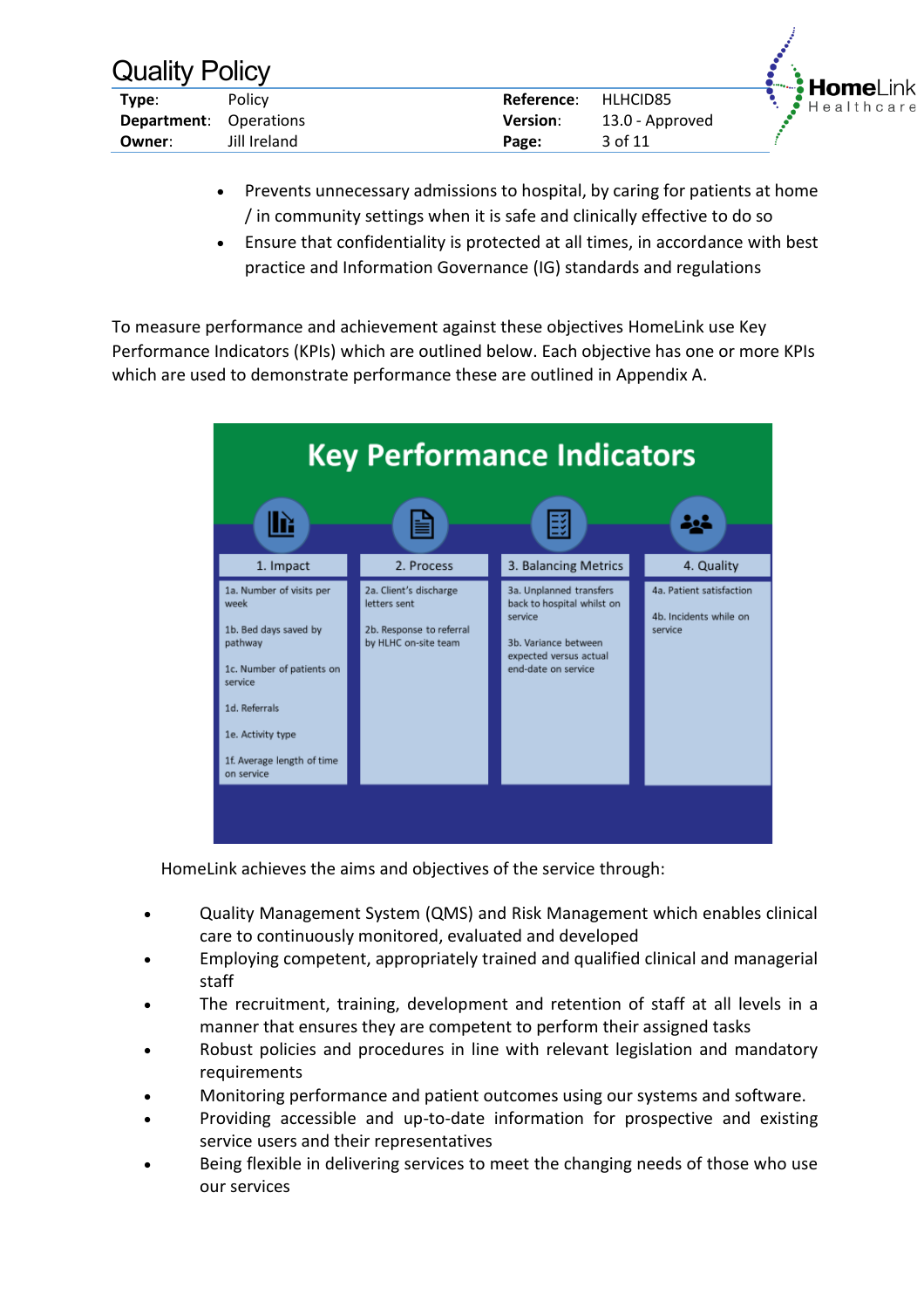- Prevents unnecessary admissions to hospital, by caring for patients at home / in community settings when it is safe and clinically effective to do so
- Ensure that confidentiality is protected at all times, in accordance with best practice and Information Governance (IG) standards and regulations

To measure performance and achievement against these objectives HomeLink use Key Performance Indicators (KPIs) which are outlined below. Each objective has one or more KPIs which are used to demonstrate performance these are outlined in Appendix A.

**Key Performance Indicators**

| 1. Impact | 2. Process | 3. Balancing Metrics | 4. Quality |
|---|---|---|---|
| 1a. Number of visits per week | 2a. Client's discharge letters sent | 3a. Unplanned transfers back to hospital whilst on service | 4a. Patient satisfaction |
| 1b. Bed days saved by pathway | 2b. Response to referral by HLHC on-site team | 3b. Variance between expected versus actual end-date on service | 4b. Incidents while on service |
| 1c. Number of patients on service | | | |
| 1d. Referrals | | | |
| 1e. Activity type | | | |
| 1f. Average length of time on service | | | |

HomeLink achieves the aims and objectives of the service through:

- Quality Management System (QMS) and Risk Management which enables clinical care to continuously monitored, evaluated and developed
- Employing competent, appropriately trained and qualified clinical and managerial staff
- The recruitment, training, development and retention of staff at all levels in a manner that ensures they are competent to perform their assigned tasks
- Robust policies and procedures in line with relevant legislation and mandatory requirements
- Monitoring performance and patient outcomes using our systems and software.
- Providing accessible and up-to-date information for prospective and existing service users and their representatives
- Being flexible in delivering services to meet the changing needs of those who use our services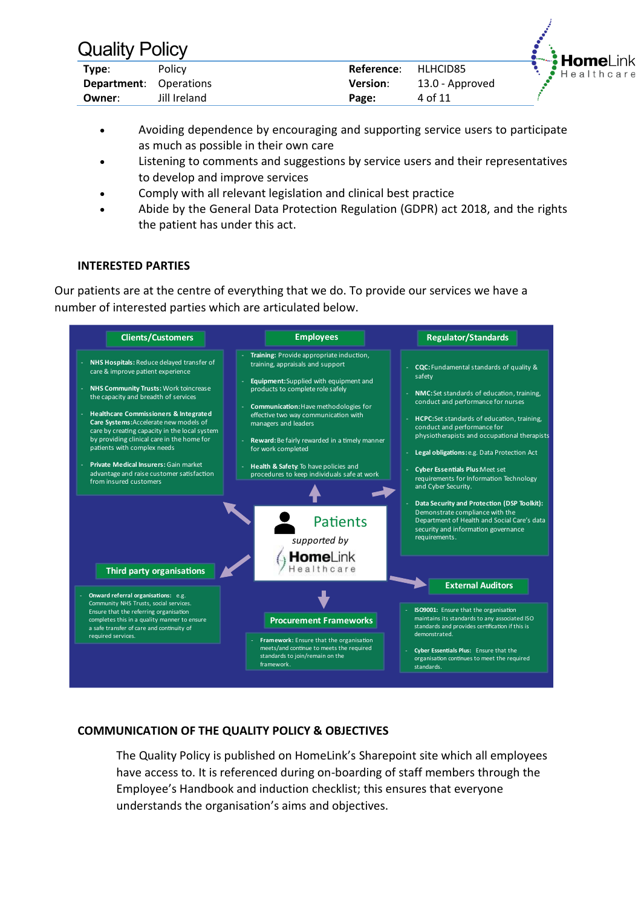- Avoiding dependence by encouraging and supporting service users to participate as much as possible in their own care
- Listening to comments and suggestions by service users and their representatives to develop and improve services
- Comply with all relevant legislation and clinical best practice
- Abide by the General Data Protection Regulation (GDPR) act 2018, and the rights the patient has under this act.

## INTERESTED PARTIES

Our patients are at the centre of everything that we do. To provide our services we have a number of interested parties which are articulated below.

**Clients/Customers**

- **NHS Hospitals:** Reduce delayed transfer of care & improve patient experience
- **NHS Community Trusts:** Work to increase the capacity and breadth of services
- **Healthcare Commissioners & Integrated Care Systems:** Accelerate new models of care by creating capacity in the local system by providing clinical care in the home for patients with complex needs
- **Private Medical Insurers:** Gain market advantage and raise customer satisfaction from insured customers

**Employees**

- **Training:** Provide appropriate induction, training, appraisals and support
- **Equipment:** Supplied with equipment and products to complete role safely
- **Communication:** Have methodologies for effective two way communication with managers and leaders
- **Reward:** Be fairly rewarded in a timely manner for work completed
- **Health & Safety:** To have policies and procedures to keep individuals safe at work

**Regulator/Standards**

- **CQC:** Fundamental standards of quality & safety
- **NMC:** Set standards of education, training, conduct and performance for nurses
- **HCPC:** Set standards of education, training, conduct and performance for physiotherapists and occupational therapists
- **Legal obligations:** e.g. Data Protection Act
- **Cyber Essentials Plus:** Meet set requirements for Information Technology and Cyber Security.
- **Data Security and Protection (DSP Toolkit):** Demonstrate compliance with the Department of Health and Social Care's data security and information governance requirements.

**Patients** supported by HomeLink Healthcare

**Third party organisations**

- **Onward referral organisations:** e.g. Community NHS Trusts, social services. Ensure that the referring organisation completes this in a quality manner to ensure a safe transfer of care and continuity of required services.

**Procurement Frameworks**

- **Framework:** Ensure that the organisation meets/and continue to meets the required standards to join/remain on the framework.

**External Auditors**

- **ISO9001:** Ensure that the organisation maintains its standards to any associated ISO standards and provides certification if this is demonstrated.
- **Cyber Essentials Plus:** Ensure that the organisation continues to meet the required standards.

## COMMUNICATION OF THE QUALITY POLICY & OBJECTIVES

The Quality Policy is published on HomeLink's Sharepoint site which all employees have access to. It is referenced during on-boarding of staff members through the Employee's Handbook and induction checklist; this ensures that everyone understands the organisation's aims and objectives.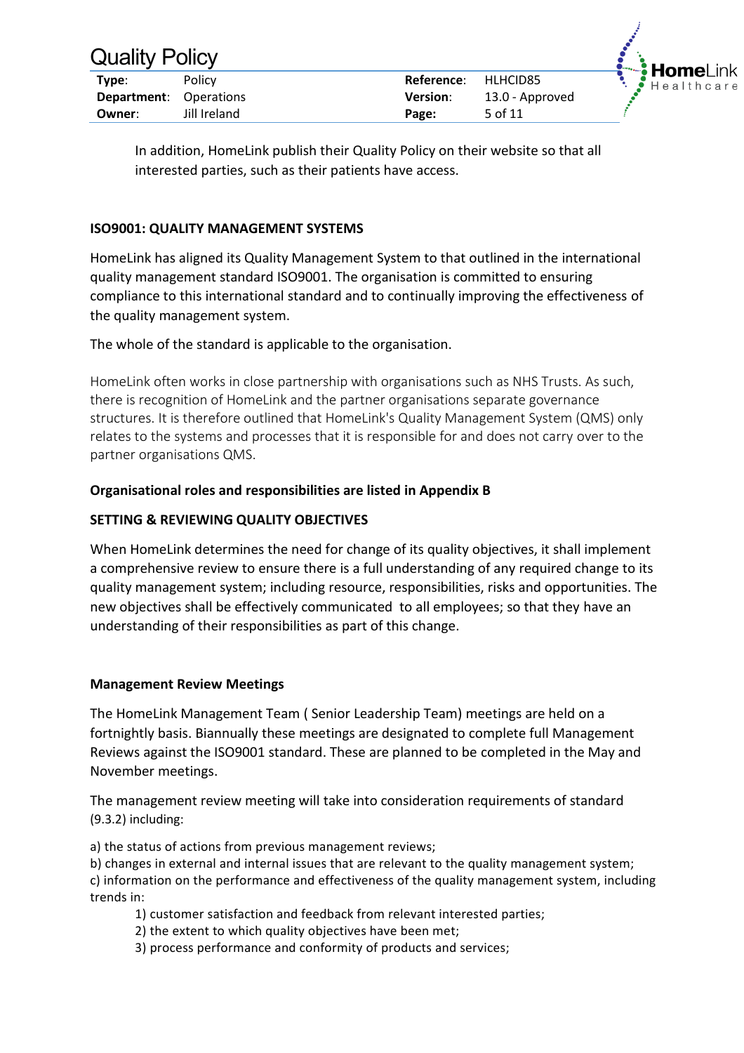In addition, HomeLink publish their Quality Policy on their website so that all interested parties, such as their patients have access.

## ISO9001: QUALITY MANAGEMENT SYSTEMS

HomeLink has aligned its Quality Management System to that outlined in the international quality management standard ISO9001. The organisation is committed to ensuring compliance to this international standard and to continually improving the effectiveness of the quality management system.

The whole of the standard is applicable to the organisation.

HomeLink often works in close partnership with organisations such as NHS Trusts. As such, there is recognition of HomeLink and the partner organisations separate governance structures. It is therefore outlined that HomeLink's Quality Management System (QMS) only relates to the systems and processes that it is responsible for and does not carry over to the partner organisations QMS.

**Organisational roles and responsibilities are listed in Appendix B**

## SETTING & REVIEWING QUALITY OBJECTIVES

When HomeLink determines the need for change of its quality objectives, it shall implement a comprehensive review to ensure there is a full understanding of any required change to its quality management system; including resource, responsibilities, risks and opportunities. The new objectives shall be effectively communicated to all employees; so that they have an understanding of their responsibilities as part of this change.

### Management Review Meetings

The HomeLink Management Team ( Senior Leadership Team) meetings are held on a fortnightly basis. Biannually these meetings are designated to complete full Management Reviews against the ISO9001 standard. These are planned to be completed in the May and November meetings.

The management review meeting will take into consideration requirements of standard (9.3.2) including:

a) the status of actions from previous management reviews;
b) changes in external and internal issues that are relevant to the quality management system;
c) information on the performance and effectiveness of the quality management system, including trends in:

1) customer satisfaction and feedback from relevant interested parties;
2) the extent to which quality objectives have been met;
3) process performance and conformity of products and services;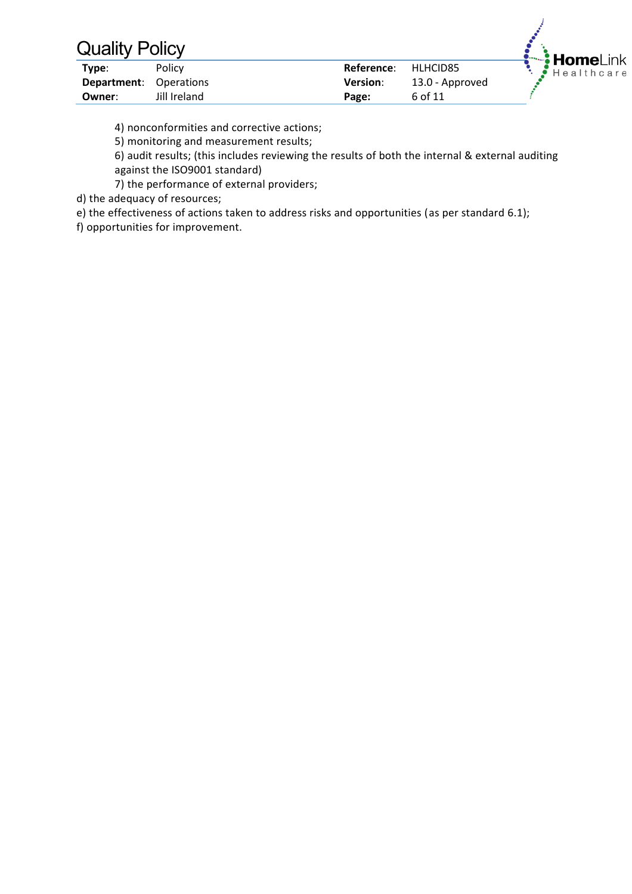4) nonconformities and corrective actions;

5) monitoring and measurement results;

6) audit results; (this includes reviewing the results of both the internal & external auditing against the ISO9001 standard)

7) the performance of external providers;

d) the adequacy of resources;

e) the effectiveness of actions taken to address risks and opportunities (as per standard 6.1);

f) opportunities for improvement.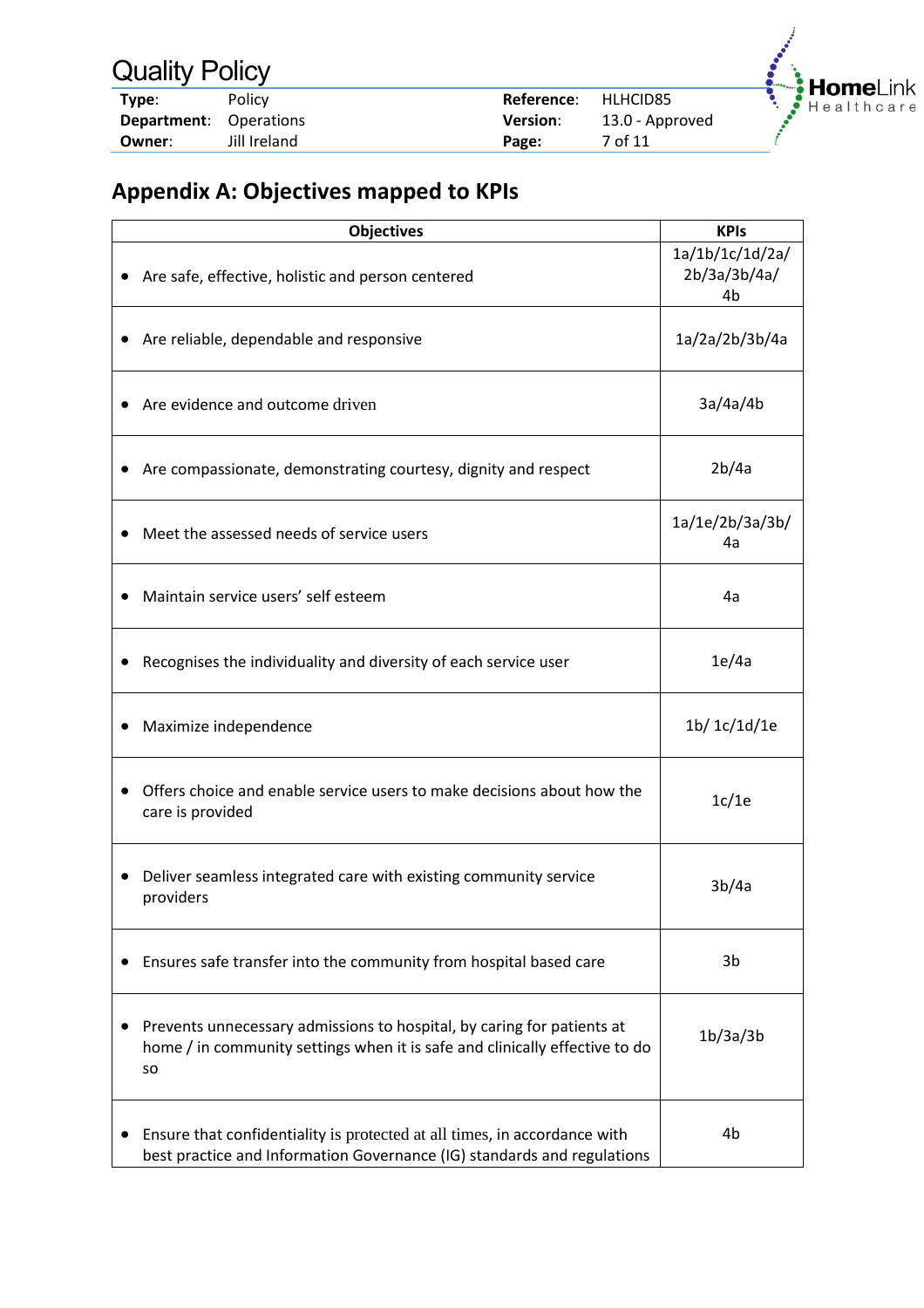## Appendix A: Objectives mapped to KPIs

| Objectives | KPIs |
|---|---|
| • Are safe, effective, holistic and person centered | 1a/1b/1c/1d/2a/2b/3a/3b/4a/4b |
| • Are reliable, dependable and responsive | 1a/2a/2b/3b/4a |
| • Are evidence and outcome driven | 3a/4a/4b |
| • Are compassionate, demonstrating courtesy, dignity and respect | 2b/4a |
| • Meet the assessed needs of service users | 1a/1e/2b/3a/3b/4a |
| • Maintain service users' self esteem | 4a |
| • Recognises the individuality and diversity of each service user | 1e/4a |
| • Maximize independence | 1b/ 1c/1d/1e |
| • Offers choice and enable service users to make decisions about how the care is provided | 1c/1e |
| • Deliver seamless integrated care with existing community service providers | 3b/4a |
| • Ensures safe transfer into the community from hospital based care | 3b |
| • Prevents unnecessary admissions to hospital, by caring for patients at home / in community settings when it is safe and clinically effective to do so | 1b/3a/3b |
| • Ensure that confidentiality is protected at all times, in accordance with best practice and Information Governance (IG) standards and regulations | 4b |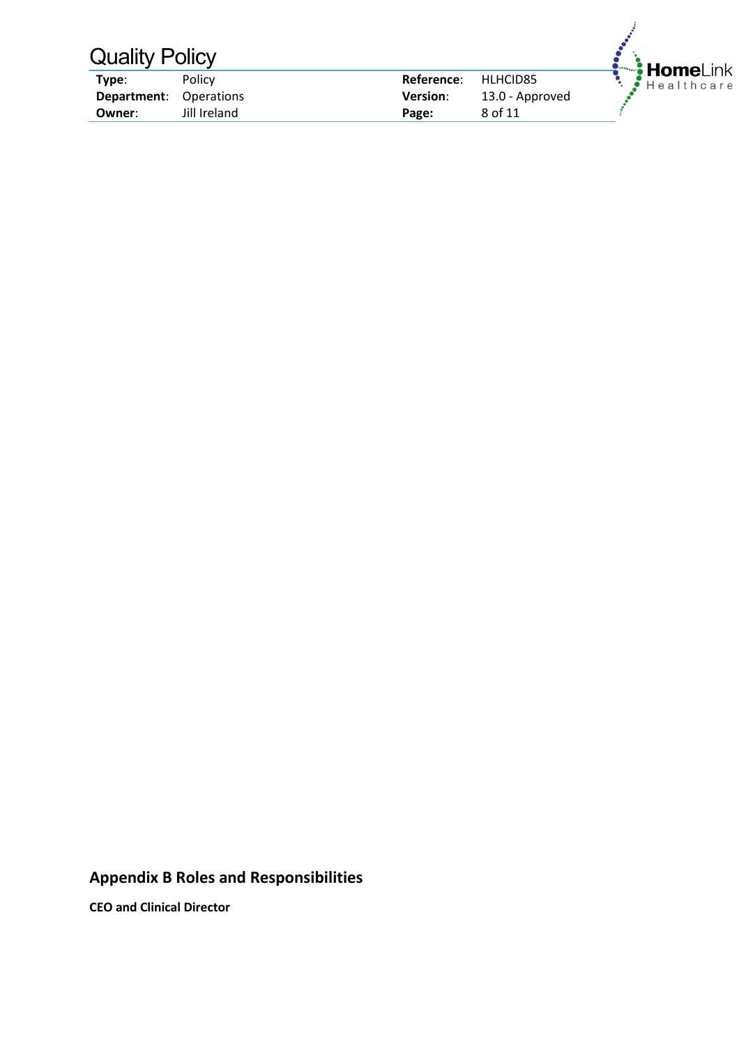## Appendix B Roles and Responsibilities

**CEO and Clinical Director**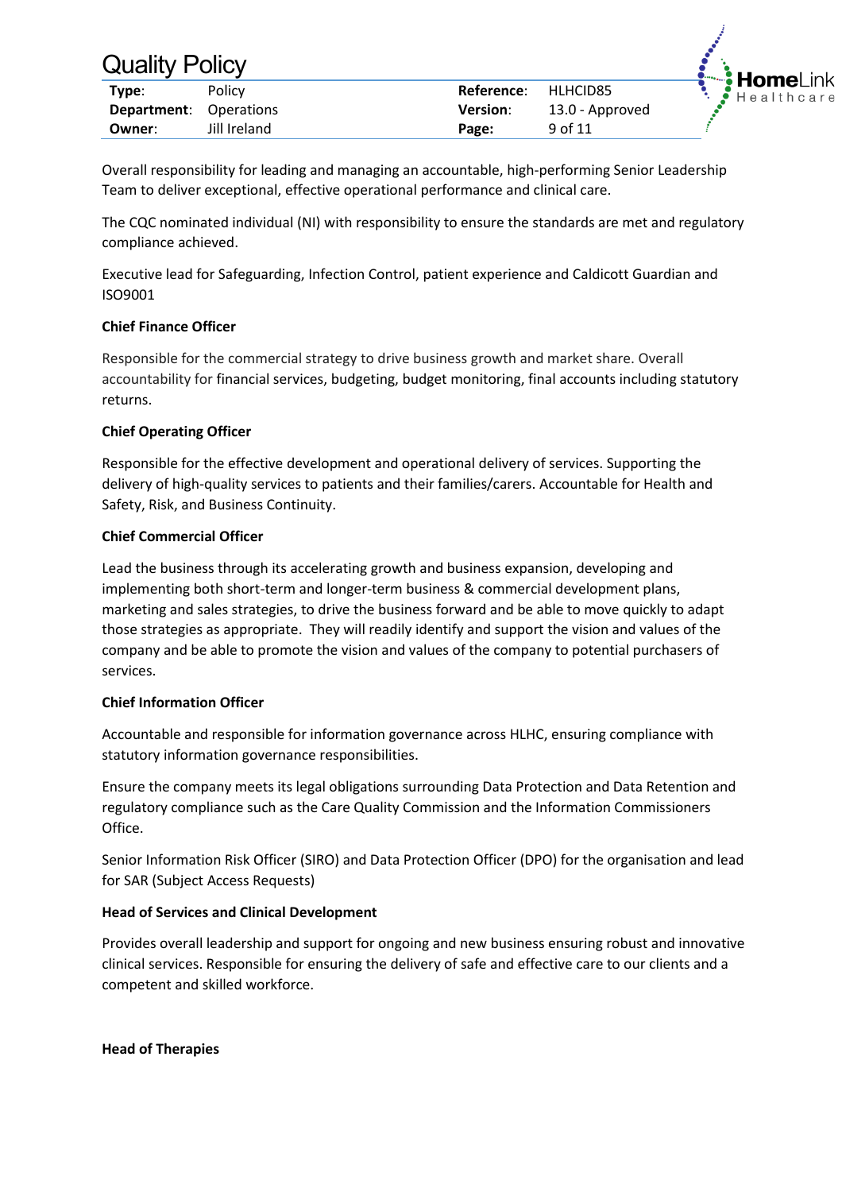Overall responsibility for leading and managing an accountable, high-performing Senior Leadership Team to deliver exceptional, effective operational performance and clinical care.

The CQC nominated individual (NI) with responsibility to ensure the standards are met and regulatory compliance achieved.

Executive lead for Safeguarding, Infection Control, patient experience and Caldicott Guardian and ISO9001

**Chief Finance Officer**

Responsible for the commercial strategy to drive business growth and market share. Overall accountability for financial services, budgeting, budget monitoring, final accounts including statutory returns.

**Chief Operating Officer**

Responsible for the effective development and operational delivery of services. Supporting the delivery of high-quality services to patients and their families/carers. Accountable for Health and Safety, Risk, and Business Continuity.

**Chief Commercial Officer**

Lead the business through its accelerating growth and business expansion, developing and implementing both short-term and longer-term business & commercial development plans, marketing and sales strategies, to drive the business forward and be able to move quickly to adapt those strategies as appropriate. They will readily identify and support the vision and values of the company and be able to promote the vision and values of the company to potential purchasers of services.

**Chief Information Officer**

Accountable and responsible for information governance across HLHC, ensuring compliance with statutory information governance responsibilities.

Ensure the company meets its legal obligations surrounding Data Protection and Data Retention and regulatory compliance such as the Care Quality Commission and the Information Commissioners Office.

Senior Information Risk Officer (SIRO) and Data Protection Officer (DPO) for the organisation and lead for SAR (Subject Access Requests)

**Head of Services and Clinical Development**

Provides overall leadership and support for ongoing and new business ensuring robust and innovative clinical services. Responsible for ensuring the delivery of safe and effective care to our clients and a competent and skilled workforce.

**Head of Therapies**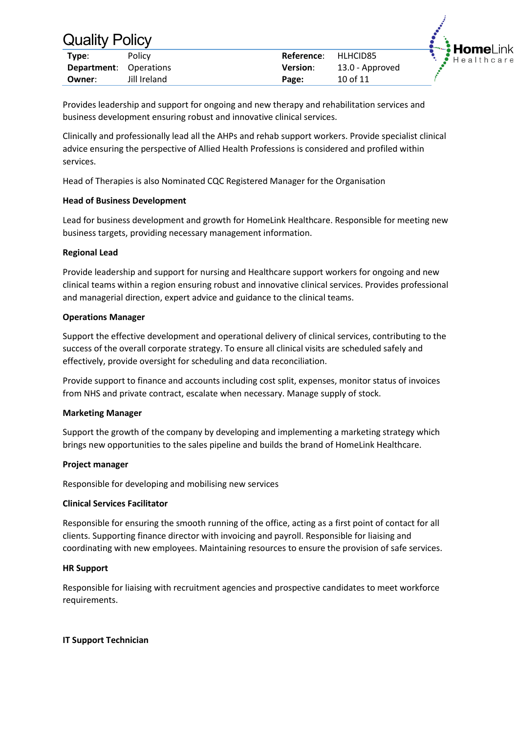Provides leadership and support for ongoing and new therapy and rehabilitation services and business development ensuring robust and innovative clinical services.

Clinically and professionally lead all the AHPs and rehab support workers. Provide specialist clinical advice ensuring the perspective of Allied Health Professions is considered and profiled within services.

Head of Therapies is also Nominated CQC Registered Manager for the Organisation

**Head of Business Development**

Lead for business development and growth for HomeLink Healthcare. Responsible for meeting new business targets, providing necessary management information.

**Regional Lead**

Provide leadership and support for nursing and Healthcare support workers for ongoing and new clinical teams within a region ensuring robust and innovative clinical services. Provides professional and managerial direction, expert advice and guidance to the clinical teams.

**Operations Manager**

Support the effective development and operational delivery of clinical services, contributing to the success of the overall corporate strategy. To ensure all clinical visits are scheduled safely and effectively, provide oversight for scheduling and data reconciliation.

Provide support to finance and accounts including cost split, expenses, monitor status of invoices from NHS and private contract, escalate when necessary. Manage supply of stock.

**Marketing Manager**

Support the growth of the company by developing and implementing a marketing strategy which brings new opportunities to the sales pipeline and builds the brand of HomeLink Healthcare.

**Project manager**

Responsible for developing and mobilising new services

**Clinical Services Facilitator**

Responsible for ensuring the smooth running of the office, acting as a first point of contact for all clients. Supporting finance director with invoicing and payroll. Responsible for liaising and coordinating with new employees. Maintaining resources to ensure the provision of safe services.

**HR Support**

Responsible for liaising with recruitment agencies and prospective candidates to meet workforce requirements.

**IT Support Technician**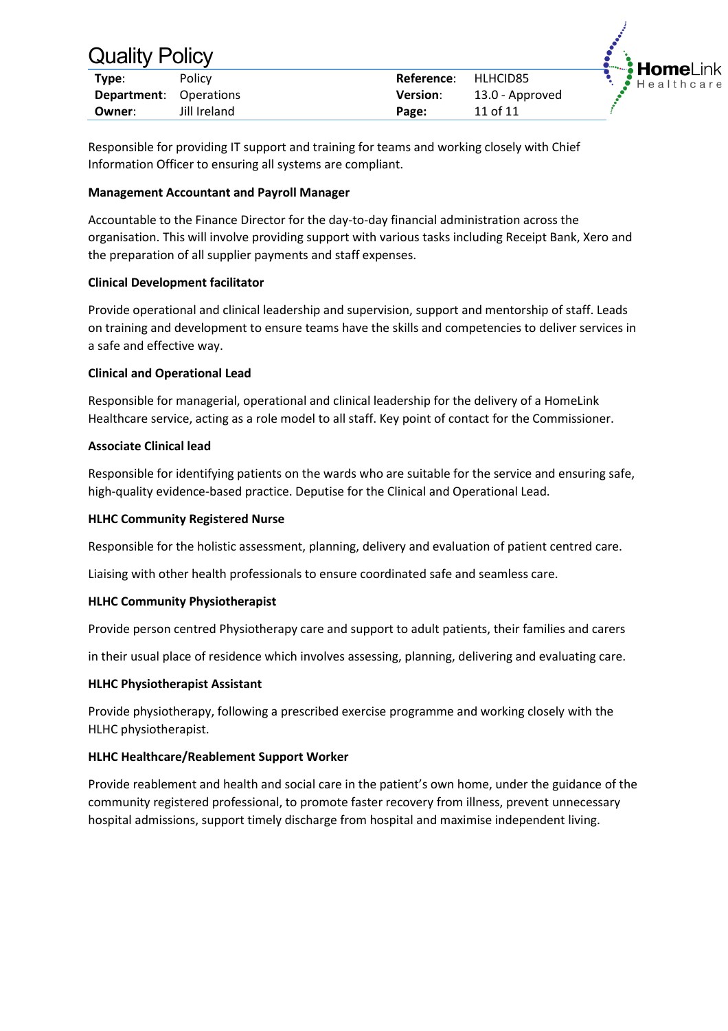Responsible for providing IT support and training for teams and working closely with Chief Information Officer to ensuring all systems are compliant.

**Management Accountant and Payroll Manager**

Accountable to the Finance Director for the day-to-day financial administration across the organisation. This will involve providing support with various tasks including Receipt Bank, Xero and the preparation of all supplier payments and staff expenses.

**Clinical Development facilitator**

Provide operational and clinical leadership and supervision, support and mentorship of staff. Leads on training and development to ensure teams have the skills and competencies to deliver services in a safe and effective way.

**Clinical and Operational Lead**

Responsible for managerial, operational and clinical leadership for the delivery of a HomeLink Healthcare service, acting as a role model to all staff. Key point of contact for the Commissioner.

**Associate Clinical lead**

Responsible for identifying patients on the wards who are suitable for the service and ensuring safe, high-quality evidence-based practice. Deputise for the Clinical and Operational Lead.

**HLHC Community Registered Nurse**

Responsible for the holistic assessment, planning, delivery and evaluation of patient centred care.

Liaising with other health professionals to ensure coordinated safe and seamless care.

**HLHC Community Physiotherapist**

Provide person centred Physiotherapy care and support to adult patients, their families and carers

in their usual place of residence which involves assessing, planning, delivering and evaluating care.

**HLHC Physiotherapist Assistant**

Provide physiotherapy, following a prescribed exercise programme and working closely with the HLHC physiotherapist.

**HLHC Healthcare/Reablement Support Worker**

Provide reablement and health and social care in the patient's own home, under the guidance of the community registered professional, to promote faster recovery from illness, prevent unnecessary hospital admissions, support timely discharge from hospital and maximise independent living.